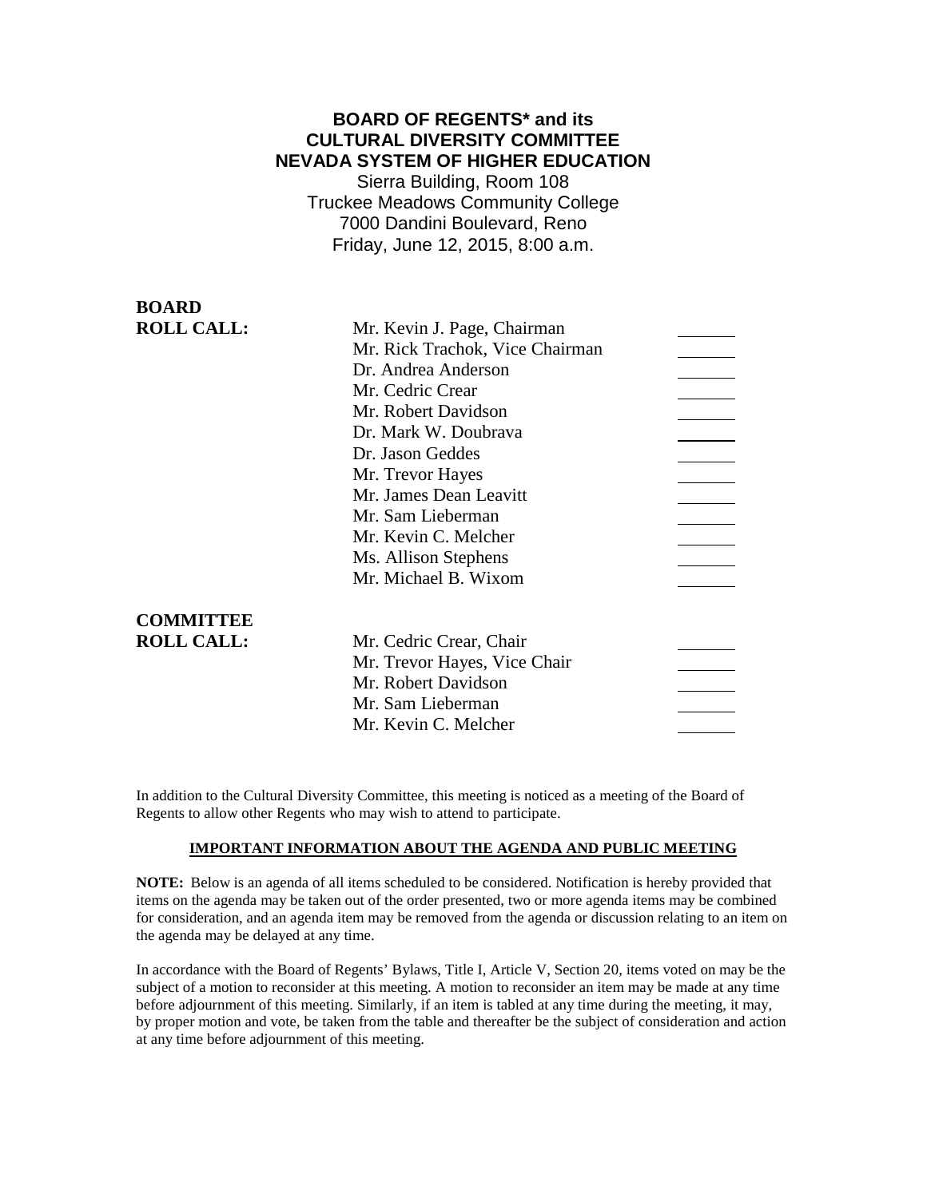# BOARD OF REGENTS* and its CULTURAL DIVERSITY COMMITTEE NEVADA SYSTEM OF HIGHER EDUCATION

Sierra Building, Room 108
Truckee Meadows Community College
7000 Dandini Boulevard, Reno
Friday, June 12, 2015, 8:00 a.m.

| **BOARD ROLL CALL:** | | |
|---|---|---|
| | Mr. Kevin J. Page, Chairman | _______ |
| | Mr. Rick Trachok, Vice Chairman | _______ |
| | Dr. Andrea Anderson | _______ |
| | Mr. Cedric Crear | _______ |
| | Mr. Robert Davidson | _______ |
| | Dr. Mark W. Doubrava | _______ |
| | Dr. Jason Geddes | _______ |
| | Mr. Trevor Hayes | _______ |
| | Mr. James Dean Leavitt | _______ |
| | Mr. Sam Lieberman | _______ |
| | Mr. Kevin C. Melcher | _______ |
| | Ms. Allison Stephens | _______ |
| | Mr. Michael B. Wixom | _______ |

| **COMMITTEE ROLL CALL:** | | |
|---|---|---|
| | Mr. Cedric Crear, Chair | _______ |
| | Mr. Trevor Hayes, Vice Chair | _______ |
| | Mr. Robert Davidson | _______ |
| | Mr. Sam Lieberman | _______ |
| | Mr. Kevin C. Melcher | _______ |

In addition to the Cultural Diversity Committee, this meeting is noticed as a meeting of the Board of Regents to allow other Regents who may wish to attend to participate.

## IMPORTANT INFORMATION ABOUT THE AGENDA AND PUBLIC MEETING

**NOTE:** Below is an agenda of all items scheduled to be considered. Notification is hereby provided that items on the agenda may be taken out of the order presented, two or more agenda items may be combined for consideration, and an agenda item may be removed from the agenda or discussion relating to an item on the agenda may be delayed at any time.

In accordance with the Board of Regents' Bylaws, Title I, Article V, Section 20, items voted on may be the subject of a motion to reconsider at this meeting. A motion to reconsider an item may be made at any time before adjournment of this meeting. Similarly, if an item is tabled at any time during the meeting, it may, by proper motion and vote, be taken from the table and thereafter be the subject of consideration and action at any time before adjournment of this meeting.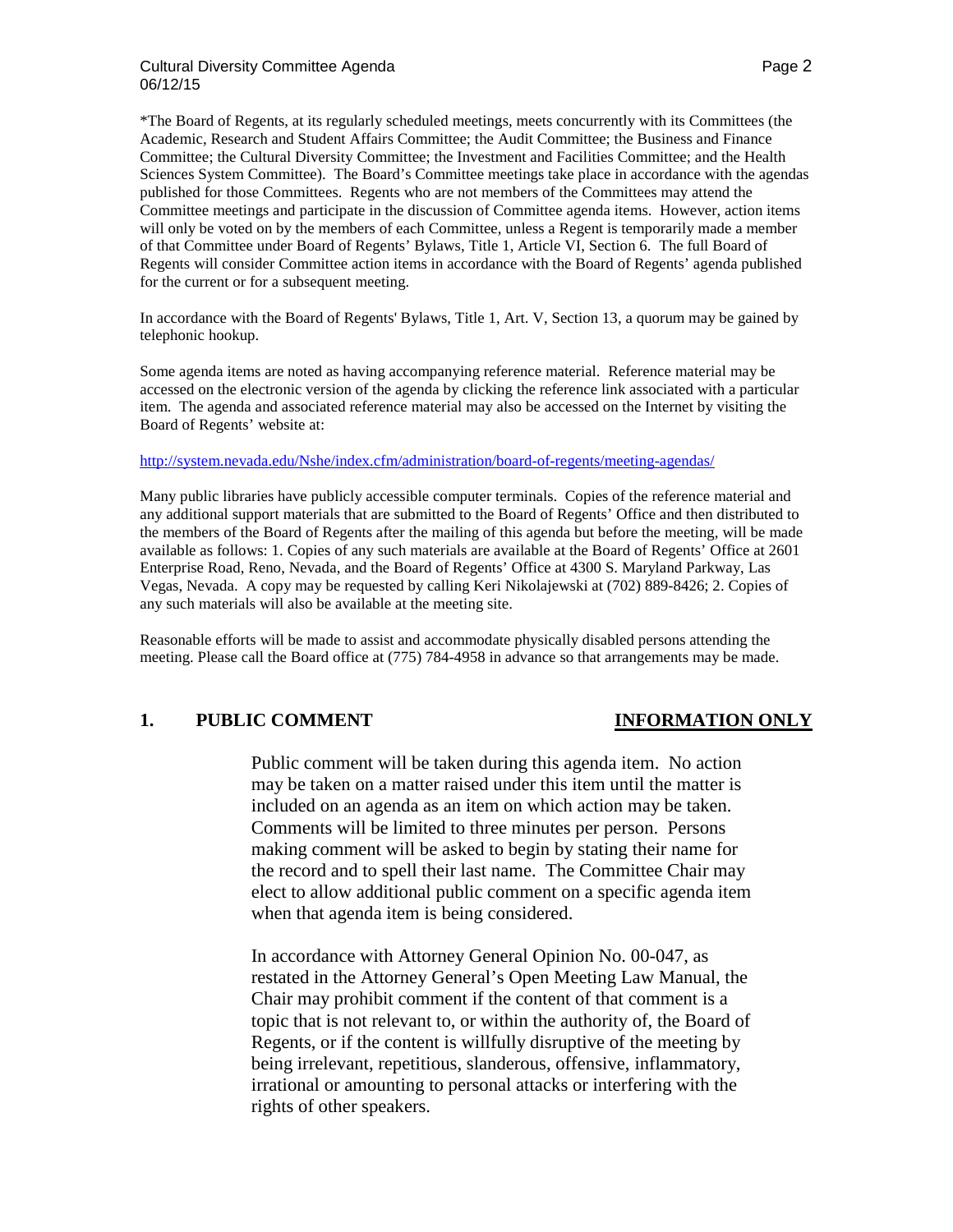*The Board of Regents, at its regularly scheduled meetings, meets concurrently with its Committees (the Academic, Research and Student Affairs Committee; the Audit Committee; the Business and Finance Committee; the Cultural Diversity Committee; the Investment and Facilities Committee; and the Health Sciences System Committee). The Board's Committee meetings take place in accordance with the agendas published for those Committees. Regents who are not members of the Committees may attend the Committee meetings and participate in the discussion of Committee agenda items. However, action items will only be voted on by the members of each Committee, unless a Regent is temporarily made a member of that Committee under Board of Regents' Bylaws, Title 1, Article VI, Section 6. The full Board of Regents will consider Committee action items in accordance with the Board of Regents' agenda published for the current or for a subsequent meeting.

In accordance with the Board of Regents' Bylaws, Title 1, Art. V, Section 13, a quorum may be gained by telephonic hookup.

Some agenda items are noted as having accompanying reference material. Reference material may be accessed on the electronic version of the agenda by clicking the reference link associated with a particular item. The agenda and associated reference material may also be accessed on the Internet by visiting the Board of Regents' website at:

http://system.nevada.edu/Nshe/index.cfm/administration/board-of-regents/meeting-agendas/

Many public libraries have publicly accessible computer terminals. Copies of the reference material and any additional support materials that are submitted to the Board of Regents' Office and then distributed to the members of the Board of Regents after the mailing of this agenda but before the meeting, will be made available as follows: 1. Copies of any such materials are available at the Board of Regents' Office at 2601 Enterprise Road, Reno, Nevada, and the Board of Regents' Office at 4300 S. Maryland Parkway, Las Vegas, Nevada. A copy may be requested by calling Keri Nikolajewski at (702) 889-8426; 2. Copies of any such materials will also be available at the meeting site.

Reasonable efforts will be made to assist and accommodate physically disabled persons attending the meeting. Please call the Board office at (775) 784-4958 in advance so that arrangements may be made.

## 1. PUBLIC COMMENT — INFORMATION ONLY

Public comment will be taken during this agenda item. No action may be taken on a matter raised under this item until the matter is included on an agenda as an item on which action may be taken. Comments will be limited to three minutes per person. Persons making comment will be asked to begin by stating their name for the record and to spell their last name. The Committee Chair may elect to allow additional public comment on a specific agenda item when that agenda item is being considered.

In accordance with Attorney General Opinion No. 00-047, as restated in the Attorney General's Open Meeting Law Manual, the Chair may prohibit comment if the content of that comment is a topic that is not relevant to, or within the authority of, the Board of Regents, or if the content is willfully disruptive of the meeting by being irrelevant, repetitious, slanderous, offensive, inflammatory, irrational or amounting to personal attacks or interfering with the rights of other speakers.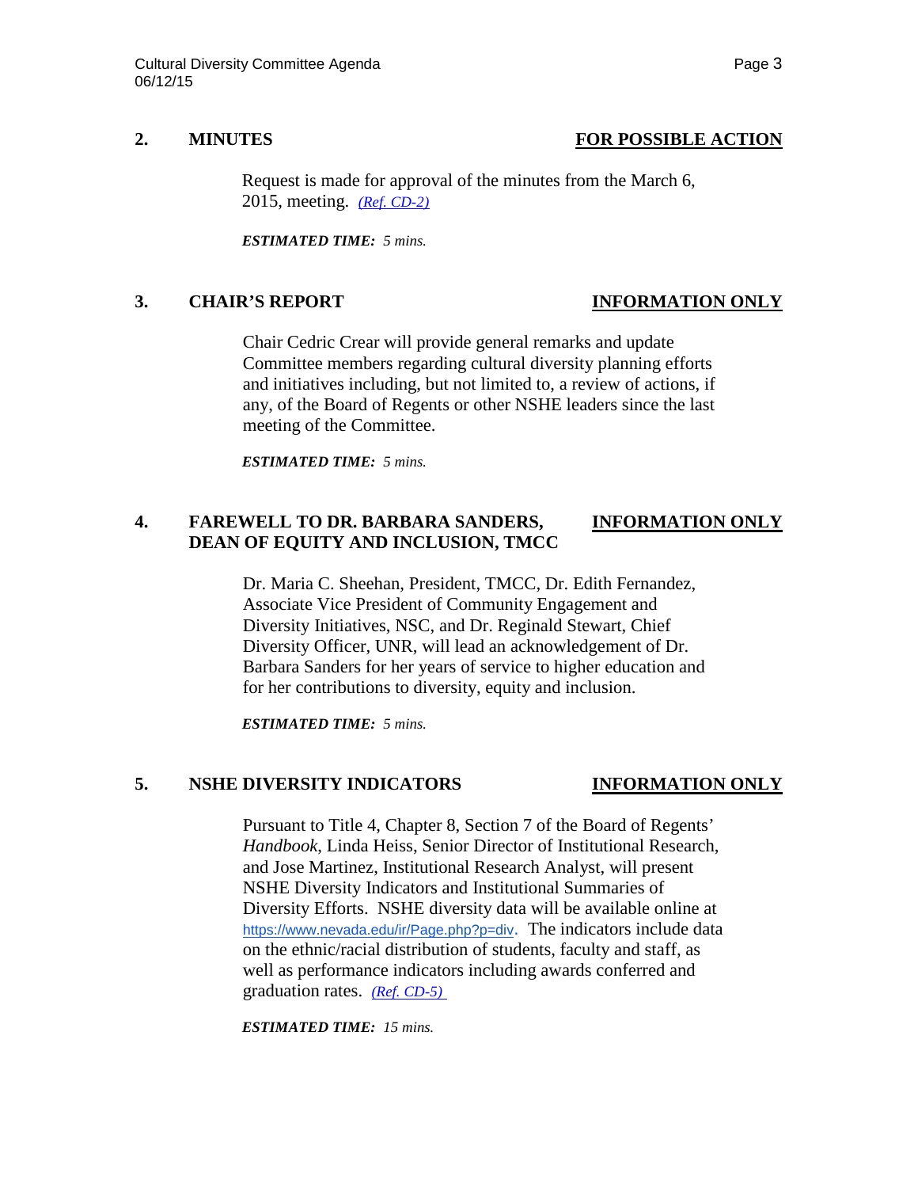## 2. MINUTES — FOR POSSIBLE ACTION

Request is made for approval of the minutes from the March 6, 2015, meeting. *(Ref. CD-2)*

***ESTIMATED TIME:*** *5 mins.*

## 3. CHAIR'S REPORT — INFORMATION ONLY

Chair Cedric Crear will provide general remarks and update Committee members regarding cultural diversity planning efforts and initiatives including, but not limited to, a review of actions, if any, of the Board of Regents or other NSHE leaders since the last meeting of the Committee.

***ESTIMATED TIME:*** *5 mins.*

## 4. FAREWELL TO DR. BARBARA SANDERS, DEAN OF EQUITY AND INCLUSION, TMCC — INFORMATION ONLY

Dr. Maria C. Sheehan, President, TMCC, Dr. Edith Fernandez, Associate Vice President of Community Engagement and Diversity Initiatives, NSC, and Dr. Reginald Stewart, Chief Diversity Officer, UNR, will lead an acknowledgement of Dr. Barbara Sanders for her years of service to higher education and for her contributions to diversity, equity and inclusion.

***ESTIMATED TIME:*** *5 mins.*

## 5. NSHE DIVERSITY INDICATORS — INFORMATION ONLY

Pursuant to Title 4, Chapter 8, Section 7 of the Board of Regents' *Handbook*, Linda Heiss, Senior Director of Institutional Research, and Jose Martinez, Institutional Research Analyst, will present NSHE Diversity Indicators and Institutional Summaries of Diversity Efforts. NSHE diversity data will be available online at https://www.nevada.edu/ir/Page.php?p=div. The indicators include data on the ethnic/racial distribution of students, faculty and staff, as well as performance indicators including awards conferred and graduation rates. *(Ref. CD-5)*

***ESTIMATED TIME:*** *15 mins.*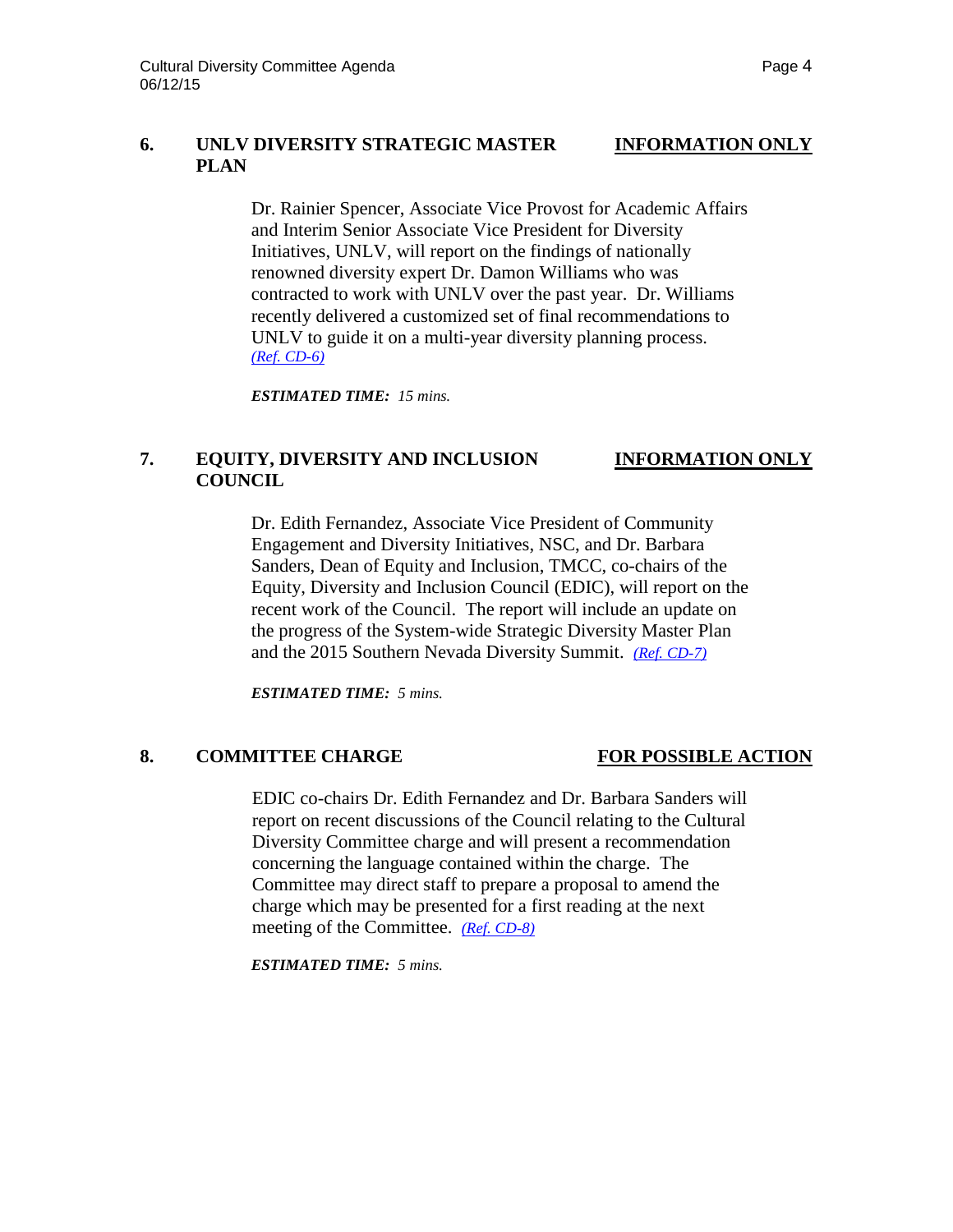### 6. UNLV DIVERSITY STRATEGIC MASTER PLAN — INFORMATION ONLY

Dr. Rainier Spencer, Associate Vice Provost for Academic Affairs and Interim Senior Associate Vice President for Diversity Initiatives, UNLV, will report on the findings of nationally renowned diversity expert Dr. Damon Williams who was contracted to work with UNLV over the past year. Dr. Williams recently delivered a customized set of final recommendations to UNLV to guide it on a multi-year diversity planning process. *(Ref. CD-6)*

***ESTIMATED TIME:*** *15 mins.*

### 7. EQUITY, DIVERSITY AND INCLUSION COUNCIL — INFORMATION ONLY

Dr. Edith Fernandez, Associate Vice President of Community Engagement and Diversity Initiatives, NSC, and Dr. Barbara Sanders, Dean of Equity and Inclusion, TMCC, co-chairs of the Equity, Diversity and Inclusion Council (EDIC), will report on the recent work of the Council. The report will include an update on the progress of the System-wide Strategic Diversity Master Plan and the 2015 Southern Nevada Diversity Summit. *(Ref. CD-7)*

***ESTIMATED TIME:*** *5 mins.*

### 8. COMMITTEE CHARGE — FOR POSSIBLE ACTION

EDIC co-chairs Dr. Edith Fernandez and Dr. Barbara Sanders will report on recent discussions of the Council relating to the Cultural Diversity Committee charge and will present a recommendation concerning the language contained within the charge. The Committee may direct staff to prepare a proposal to amend the charge which may be presented for a first reading at the next meeting of the Committee. *(Ref. CD-8)*

***ESTIMATED TIME:*** *5 mins.*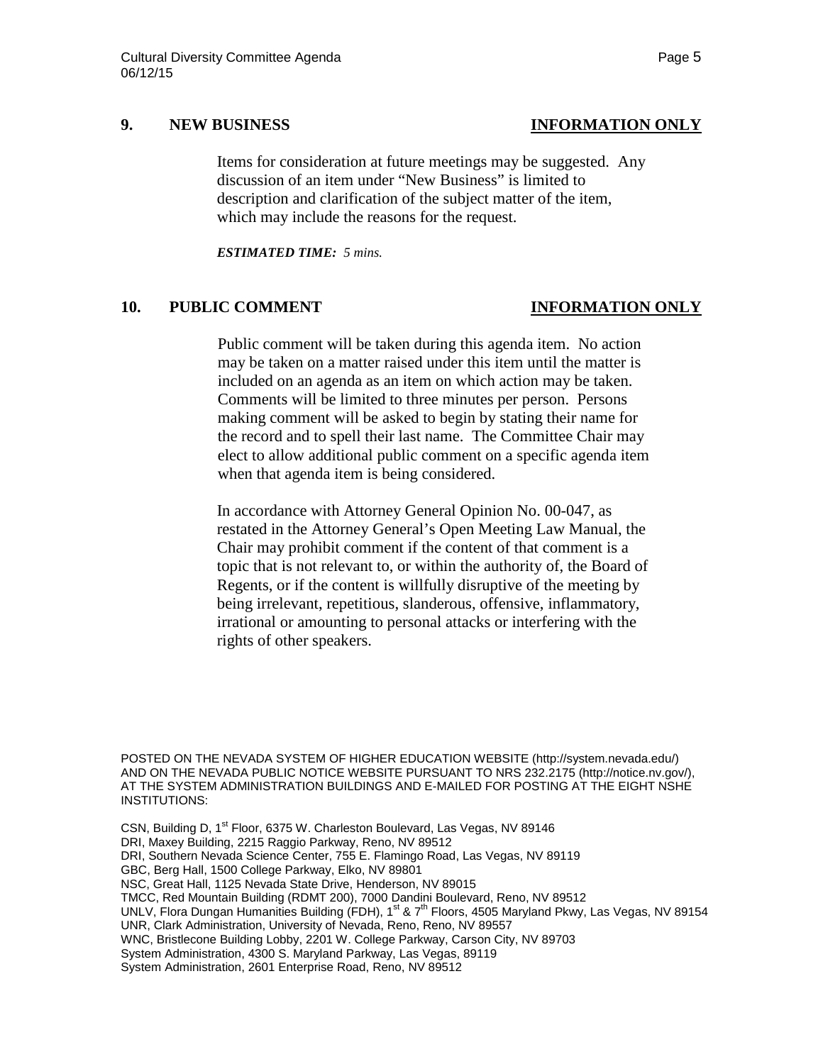## 9. NEW BUSINESS **INFORMATION ONLY**

Items for consideration at future meetings may be suggested. Any discussion of an item under "New Business" is limited to description and clarification of the subject matter of the item, which may include the reasons for the request.

***ESTIMATED TIME:*** *5 mins.*

## 10. PUBLIC COMMENT **INFORMATION ONLY**

Public comment will be taken during this agenda item. No action may be taken on a matter raised under this item until the matter is included on an agenda as an item on which action may be taken. Comments will be limited to three minutes per person. Persons making comment will be asked to begin by stating their name for the record and to spell their last name. The Committee Chair may elect to allow additional public comment on a specific agenda item when that agenda item is being considered.

In accordance with Attorney General Opinion No. 00-047, as restated in the Attorney General's Open Meeting Law Manual, the Chair may prohibit comment if the content of that comment is a topic that is not relevant to, or within the authority of, the Board of Regents, or if the content is willfully disruptive of the meeting by being irrelevant, repetitious, slanderous, offensive, inflammatory, irrational or amounting to personal attacks or interfering with the rights of other speakers.

POSTED ON THE NEVADA SYSTEM OF HIGHER EDUCATION WEBSITE (http://system.nevada.edu/) AND ON THE NEVADA PUBLIC NOTICE WEBSITE PURSUANT TO NRS 232.2175 (http://notice.nv.gov/), AT THE SYSTEM ADMINISTRATION BUILDINGS AND E-MAILED FOR POSTING AT THE EIGHT NSHE INSTITUTIONS:

CSN, Building D, 1st Floor, 6375 W. Charleston Boulevard, Las Vegas, NV 89146
DRI, Maxey Building, 2215 Raggio Parkway, Reno, NV 89512
DRI, Southern Nevada Science Center, 755 E. Flamingo Road, Las Vegas, NV 89119
GBC, Berg Hall, 1500 College Parkway, Elko, NV 89801
NSC, Great Hall, 1125 Nevada State Drive, Henderson, NV 89015
TMCC, Red Mountain Building (RDMT 200), 7000 Dandini Boulevard, Reno, NV 89512
UNLV, Flora Dungan Humanities Building (FDH), 1st & 7th Floors, 4505 Maryland Pkwy, Las Vegas, NV 89154
UNR, Clark Administration, University of Nevada, Reno, Reno, NV 89557
WNC, Bristlecone Building Lobby, 2201 W. College Parkway, Carson City, NV 89703
System Administration, 4300 S. Maryland Parkway, Las Vegas, 89119
System Administration, 2601 Enterprise Road, Reno, NV 89512